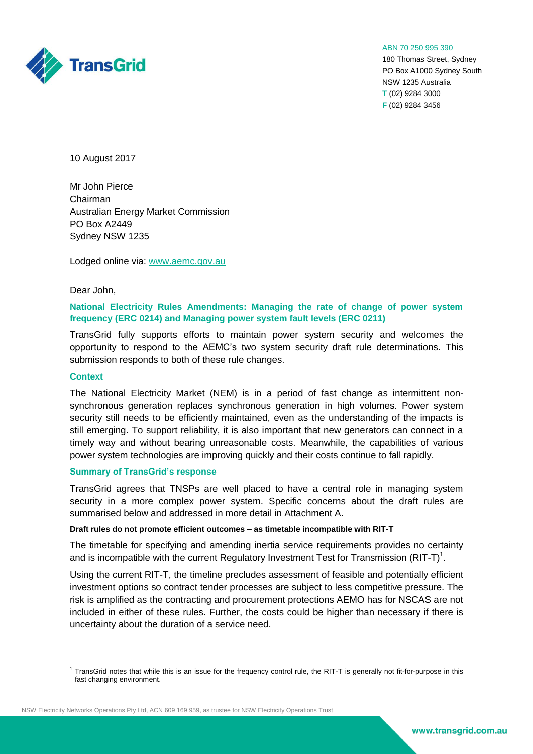TransGrid

ABN 70 250 995 390
180 Thomas Street, Sydney
PO Box A1000 Sydney South
NSW 1235 Australia
**T** (02) 9284 3000
**F** (02) 9284 3456

10 August 2017

Mr John Pierce
Chairman
Australian Energy Market Commission
PO Box A2449
Sydney NSW 1235

Lodged online via: www.aemc.gov.au

Dear John,

**National Electricity Rules Amendments: Managing the rate of change of power system frequency (ERC 0214) and Managing power system fault levels (ERC 0211)**

TransGrid fully supports efforts to maintain power system security and welcomes the opportunity to respond to the AEMC's two system security draft rule determinations. This submission responds to both of these rule changes.

## Context

The National Electricity Market (NEM) is in a period of fast change as intermittent non-synchronous generation replaces synchronous generation in high volumes. Power system security still needs to be efficiently maintained, even as the understanding of the impacts is still emerging. To support reliability, it is also important that new generators can connect in a timely way and without bearing unreasonable costs. Meanwhile, the capabilities of various power system technologies are improving quickly and their costs continue to fall rapidly.

## Summary of TransGrid's response

TransGrid agrees that TNSPs are well placed to have a central role in managing system security in a more complex power system. Specific concerns about the draft rules are summarised below and addressed in more detail in Attachment A.

### Draft rules do not promote efficient outcomes – as timetable incompatible with RIT-T

The timetable for specifying and amending inertia service requirements provides no certainty and is incompatible with the current Regulatory Investment Test for Transmission (RIT-T)[1].

Using the current RIT-T, the timeline precludes assessment of feasible and potentially efficient investment options so contract tender processes are subject to less competitive pressure. The risk is amplified as the contracting and procurement protections AEMO has for NSCAS are not included in either of these rules. Further, the costs could be higher than necessary if there is uncertainty about the duration of a service need.

[1] TransGrid notes that while this is an issue for the frequency control rule, the RIT-T is generally not fit-for-purpose in this fast changing environment.

NSW Electricity Networks Operations Pty Ltd, ACN 609 169 959, as trustee for NSW Electricity Operations Trust

www.transgrid.com.au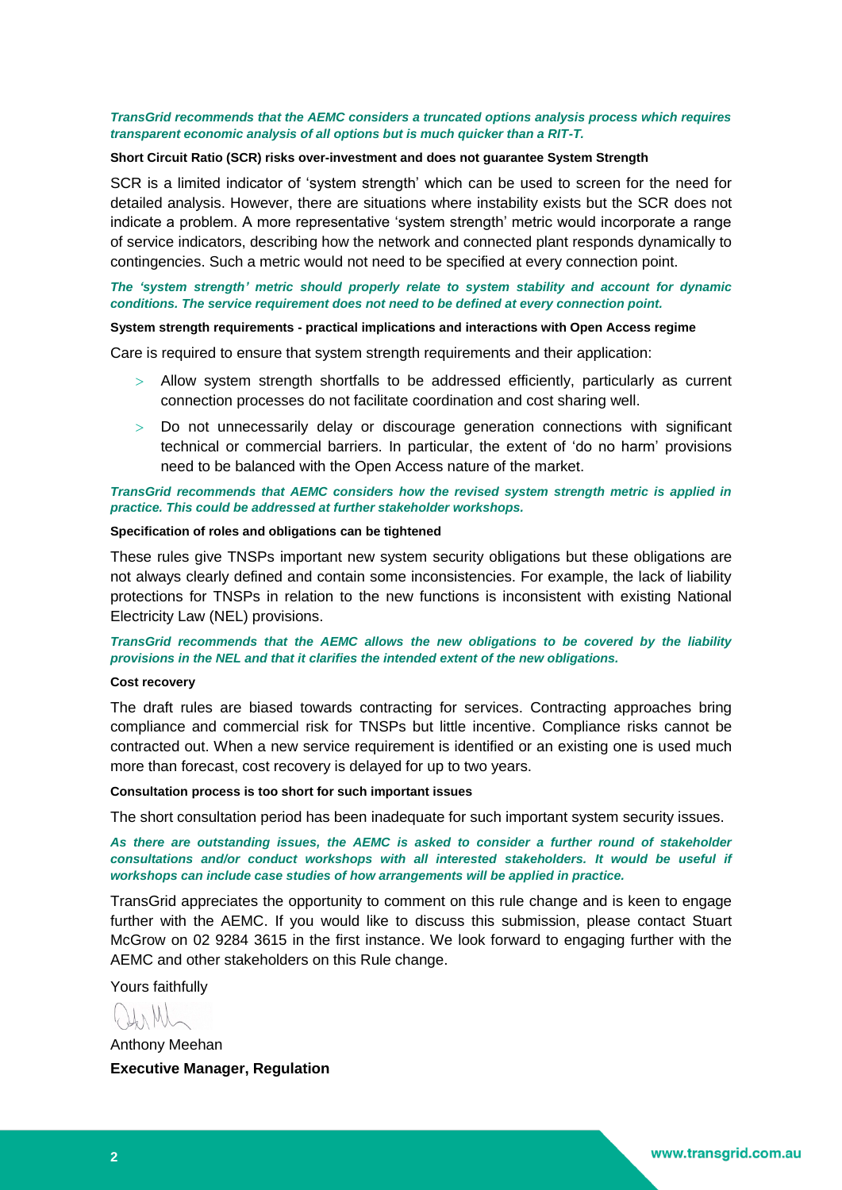***TransGrid recommends that the AEMC considers a truncated options analysis process which requires transparent economic analysis of all options but is much quicker than a RIT-T.***

**Short Circuit Ratio (SCR) risks over-investment and does not guarantee System Strength**

SCR is a limited indicator of 'system strength' which can be used to screen for the need for detailed analysis. However, there are situations where instability exists but the SCR does not indicate a problem. A more representative 'system strength' metric would incorporate a range of service indicators, describing how the network and connected plant responds dynamically to contingencies. Such a metric would not need to be specified at every connection point.

***The 'system strength' metric should properly relate to system stability and account for dynamic conditions. The service requirement does not need to be defined at every connection point.***

**System strength requirements - practical implications and interactions with Open Access regime**

Care is required to ensure that system strength requirements and their application:

- Allow system strength shortfalls to be addressed efficiently, particularly as current connection processes do not facilitate coordination and cost sharing well.
- Do not unnecessarily delay or discourage generation connections with significant technical or commercial barriers. In particular, the extent of 'do no harm' provisions need to be balanced with the Open Access nature of the market.

***TransGrid recommends that AEMC considers how the revised system strength metric is applied in practice. This could be addressed at further stakeholder workshops.***

**Specification of roles and obligations can be tightened**

These rules give TNSPs important new system security obligations but these obligations are not always clearly defined and contain some inconsistencies. For example, the lack of liability protections for TNSPs in relation to the new functions is inconsistent with existing National Electricity Law (NEL) provisions.

***TransGrid recommends that the AEMC allows the new obligations to be covered by the liability provisions in the NEL and that it clarifies the intended extent of the new obligations.***

**Cost recovery**

The draft rules are biased towards contracting for services. Contracting approaches bring compliance and commercial risk for TNSPs but little incentive. Compliance risks cannot be contracted out. When a new service requirement is identified or an existing one is used much more than forecast, cost recovery is delayed for up to two years.

**Consultation process is too short for such important issues**

The short consultation period has been inadequate for such important system security issues.

***As there are outstanding issues, the AEMC is asked to consider a further round of stakeholder consultations and/or conduct workshops with all interested stakeholders. It would be useful if workshops can include case studies of how arrangements will be applied in practice.***

TransGrid appreciates the opportunity to comment on this rule change and is keen to engage further with the AEMC. If you would like to discuss this submission, please contact Stuart McGrow on 02 9284 3615 in the first instance. We look forward to engaging further with the AEMC and other stakeholders on this Rule change.

Yours faithfully

Anthony Meehan

**Executive Manager, Regulation**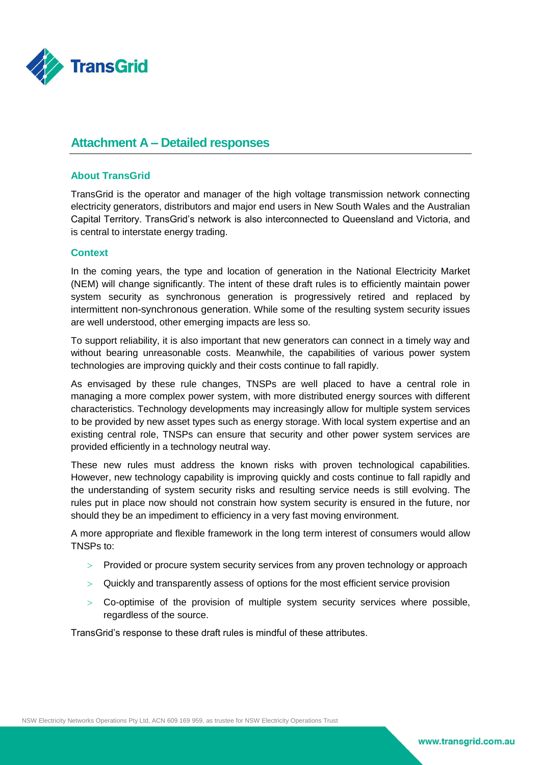## Attachment A – Detailed responses

### About TransGrid

TransGrid is the operator and manager of the high voltage transmission network connecting electricity generators, distributors and major end users in New South Wales and the Australian Capital Territory. TransGrid's network is also interconnected to Queensland and Victoria, and is central to interstate energy trading.

### Context

In the coming years, the type and location of generation in the National Electricity Market (NEM) will change significantly. The intent of these draft rules is to efficiently maintain power system security as synchronous generation is progressively retired and replaced by intermittent non-synchronous generation. While some of the resulting system security issues are well understood, other emerging impacts are less so.

To support reliability, it is also important that new generators can connect in a timely way and without bearing unreasonable costs. Meanwhile, the capabilities of various power system technologies are improving quickly and their costs continue to fall rapidly.

As envisaged by these rule changes, TNSPs are well placed to have a central role in managing a more complex power system, with more distributed energy sources with different characteristics. Technology developments may increasingly allow for multiple system services to be provided by new asset types such as energy storage. With local system expertise and an existing central role, TNSPs can ensure that security and other power system services are provided efficiently in a technology neutral way.

These new rules must address the known risks with proven technological capabilities. However, new technology capability is improving quickly and costs continue to fall rapidly and the understanding of system security risks and resulting service needs is still evolving. The rules put in place now should not constrain how system security is ensured in the future, nor should they be an impediment to efficiency in a very fast moving environment.

A more appropriate and flexible framework in the long term interest of consumers would allow TNSPs to:

- Provided or procure system security services from any proven technology or approach
- Quickly and transparently assess of options for the most efficient service provision
- Co-optimise of the provision of multiple system security services where possible, regardless of the source.

TransGrid's response to these draft rules is mindful of these attributes.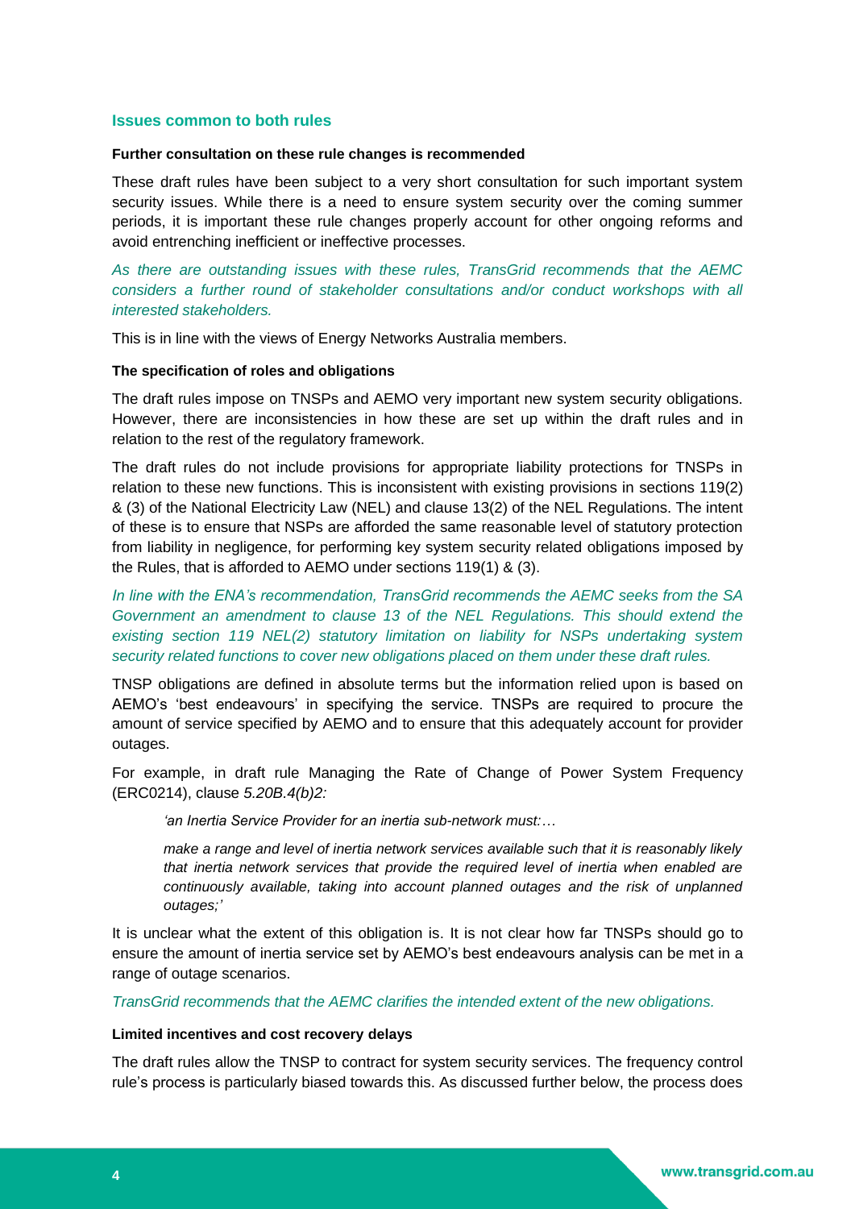## Issues common to both rules

#### Further consultation on these rule changes is recommended

These draft rules have been subject to a very short consultation for such important system security issues. While there is a need to ensure system security over the coming summer periods, it is important these rule changes properly account for other ongoing reforms and avoid entrenching inefficient or ineffective processes.

*As there are outstanding issues with these rules, TransGrid recommends that the AEMC considers a further round of stakeholder consultations and/or conduct workshops with all interested stakeholders.*

This is in line with the views of Energy Networks Australia members.

#### The specification of roles and obligations

The draft rules impose on TNSPs and AEMO very important new system security obligations. However, there are inconsistencies in how these are set up within the draft rules and in relation to the rest of the regulatory framework.

The draft rules do not include provisions for appropriate liability protections for TNSPs in relation to these new functions. This is inconsistent with existing provisions in sections 119(2) & (3) of the National Electricity Law (NEL) and clause 13(2) of the NEL Regulations. The intent of these is to ensure that NSPs are afforded the same reasonable level of statutory protection from liability in negligence, for performing key system security related obligations imposed by the Rules, that is afforded to AEMO under sections 119(1) & (3).

*In line with the ENA's recommendation, TransGrid recommends the AEMC seeks from the SA Government an amendment to clause 13 of the NEL Regulations. This should extend the existing section 119 NEL(2) statutory limitation on liability for NSPs undertaking system security related functions to cover new obligations placed on them under these draft rules.*

TNSP obligations are defined in absolute terms but the information relied upon is based on AEMO's 'best endeavours' in specifying the service. TNSPs are required to procure the amount of service specified by AEMO and to ensure that this adequately account for provider outages.

For example, in draft rule Managing the Rate of Change of Power System Frequency (ERC0214), clause *5.20B.4(b)2:*

> *'an Inertia Service Provider for an inertia sub-network must:…*
>
> *make a range and level of inertia network services available such that it is reasonably likely that inertia network services that provide the required level of inertia when enabled are continuously available, taking into account planned outages and the risk of unplanned outages;'*

It is unclear what the extent of this obligation is. It is not clear how far TNSPs should go to ensure the amount of inertia service set by AEMO's best endeavours analysis can be met in a range of outage scenarios.

*TransGrid recommends that the AEMC clarifies the intended extent of the new obligations.*

#### Limited incentives and cost recovery delays

The draft rules allow the TNSP to contract for system security services. The frequency control rule's process is particularly biased towards this. As discussed further below, the process does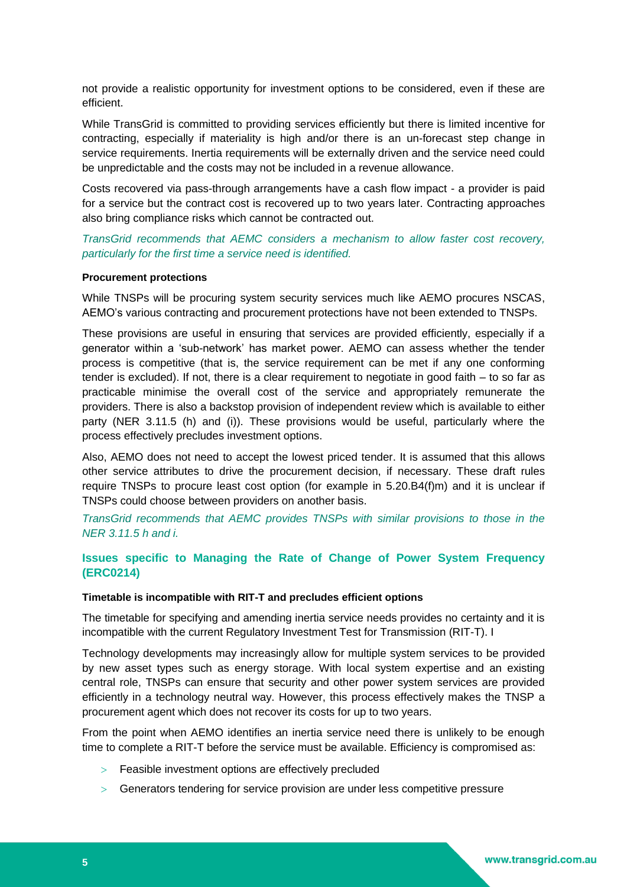not provide a realistic opportunity for investment options to be considered, even if these are efficient.

While TransGrid is committed to providing services efficiently but there is limited incentive for contracting, especially if materiality is high and/or there is an un-forecast step change in service requirements. Inertia requirements will be externally driven and the service need could be unpredictable and the costs may not be included in a revenue allowance.

Costs recovered via pass-through arrangements have a cash flow impact - a provider is paid for a service but the contract cost is recovered up to two years later. Contracting approaches also bring compliance risks which cannot be contracted out.

*TransGrid recommends that AEMC considers a mechanism to allow faster cost recovery, particularly for the first time a service need is identified.*

#### Procurement protections

While TNSPs will be procuring system security services much like AEMO procures NSCAS, AEMO's various contracting and procurement protections have not been extended to TNSPs.

These provisions are useful in ensuring that services are provided efficiently, especially if a generator within a 'sub-network' has market power. AEMO can assess whether the tender process is competitive (that is, the service requirement can be met if any one conforming tender is excluded). If not, there is a clear requirement to negotiate in good faith – to so far as practicable minimise the overall cost of the service and appropriately remunerate the providers. There is also a backstop provision of independent review which is available to either party (NER 3.11.5 (h) and (i)). These provisions would be useful, particularly where the process effectively precludes investment options.

Also, AEMO does not need to accept the lowest priced tender. It is assumed that this allows other service attributes to drive the procurement decision, if necessary. These draft rules require TNSPs to procure least cost option (for example in 5.20.B4(f)m) and it is unclear if TNSPs could choose between providers on another basis.

*TransGrid recommends that AEMC provides TNSPs with similar provisions to those in the NER 3.11.5 h and i.*

### Issues specific to Managing the Rate of Change of Power System Frequency (ERC0214)

#### Timetable is incompatible with RIT-T and precludes efficient options

The timetable for specifying and amending inertia service needs provides no certainty and it is incompatible with the current Regulatory Investment Test for Transmission (RIT-T). I

Technology developments may increasingly allow for multiple system services to be provided by new asset types such as energy storage. With local system expertise and an existing central role, TNSPs can ensure that security and other power system services are provided efficiently in a technology neutral way. However, this process effectively makes the TNSP a procurement agent which does not recover its costs for up to two years.

From the point when AEMO identifies an inertia service need there is unlikely to be enough time to complete a RIT-T before the service must be available. Efficiency is compromised as:

- Feasible investment options are effectively precluded
- Generators tendering for service provision are under less competitive pressure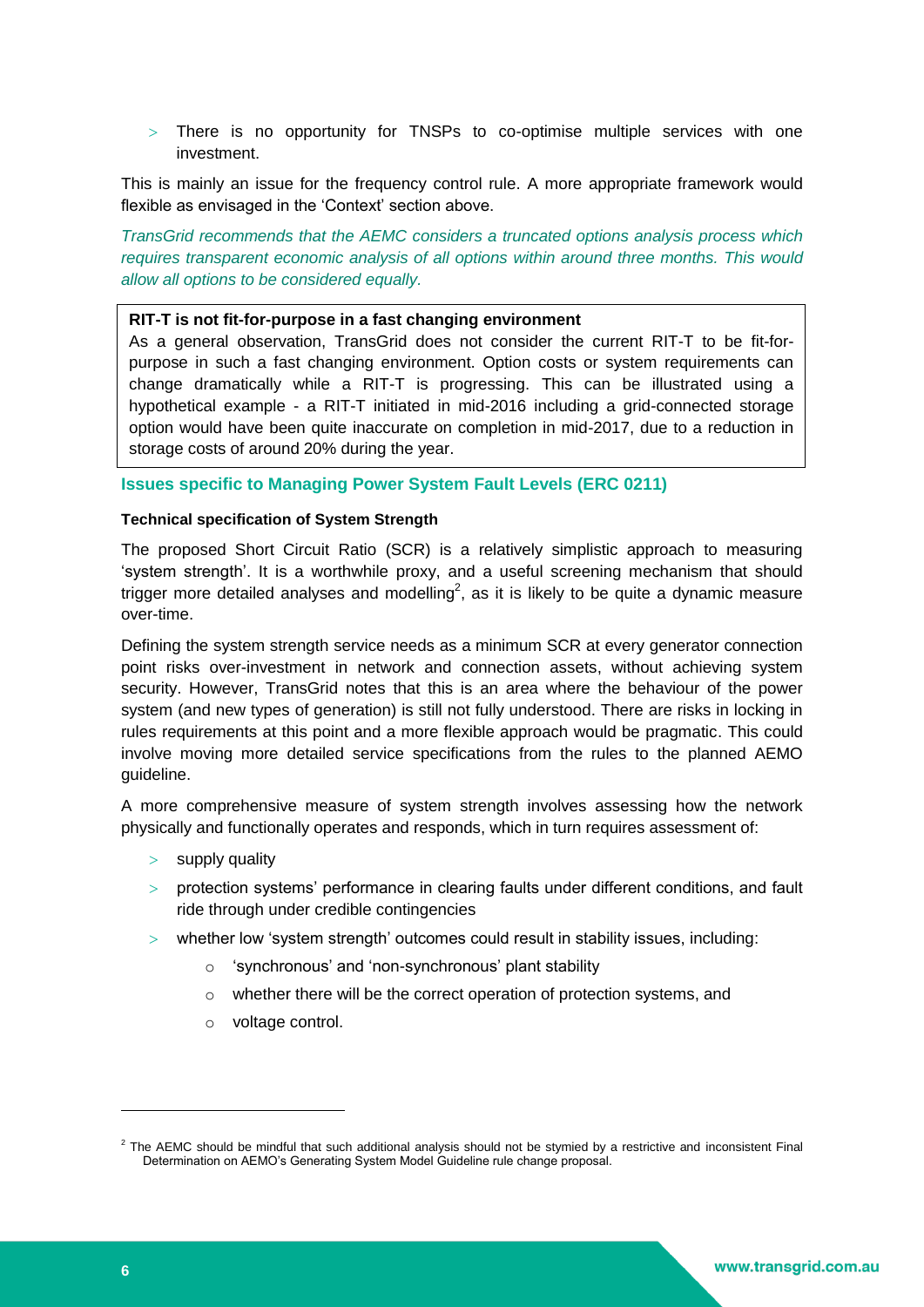- There is no opportunity for TNSPs to co-optimise multiple services with one investment.

This is mainly an issue for the frequency control rule. A more appropriate framework would flexible as envisaged in the 'Context' section above.

*TransGrid recommends that the AEMC considers a truncated options analysis process which requires transparent economic analysis of all options within around three months. This would allow all options to be considered equally.*

> **RIT-T is not fit-for-purpose in a fast changing environment**
> As a general observation, TransGrid does not consider the current RIT-T to be fit-for-purpose in such a fast changing environment. Option costs or system requirements can change dramatically while a RIT-T is progressing. This can be illustrated using a hypothetical example - a RIT-T initiated in mid-2016 including a grid-connected storage option would have been quite inaccurate on completion in mid-2017, due to a reduction in storage costs of around 20% during the year.

## Issues specific to Managing Power System Fault Levels (ERC 0211)

**Technical specification of System Strength**

The proposed Short Circuit Ratio (SCR) is a relatively simplistic approach to measuring 'system strength'. It is a worthwhile proxy, and a useful screening mechanism that should trigger more detailed analyses and modelling[2], as it is likely to be quite a dynamic measure over-time.

Defining the system strength service needs as a minimum SCR at every generator connection point risks over-investment in network and connection assets, without achieving system security. However, TransGrid notes that this is an area where the behaviour of the power system (and new types of generation) is still not fully understood. There are risks in locking in rules requirements at this point and a more flexible approach would be pragmatic. This could involve moving more detailed service specifications from the rules to the planned AEMO guideline.

A more comprehensive measure of system strength involves assessing how the network physically and functionally operates and responds, which in turn requires assessment of:

- supply quality
- protection systems' performance in clearing faults under different conditions, and fault ride through under credible contingencies
- whether low 'system strength' outcomes could result in stability issues, including:
  - 'synchronous' and 'non-synchronous' plant stability
  - whether there will be the correct operation of protection systems, and
  - voltage control.

---

[2] The AEMC should be mindful that such additional analysis should not be stymied by a restrictive and inconsistent Final Determination on AEMO's Generating System Model Guideline rule change proposal.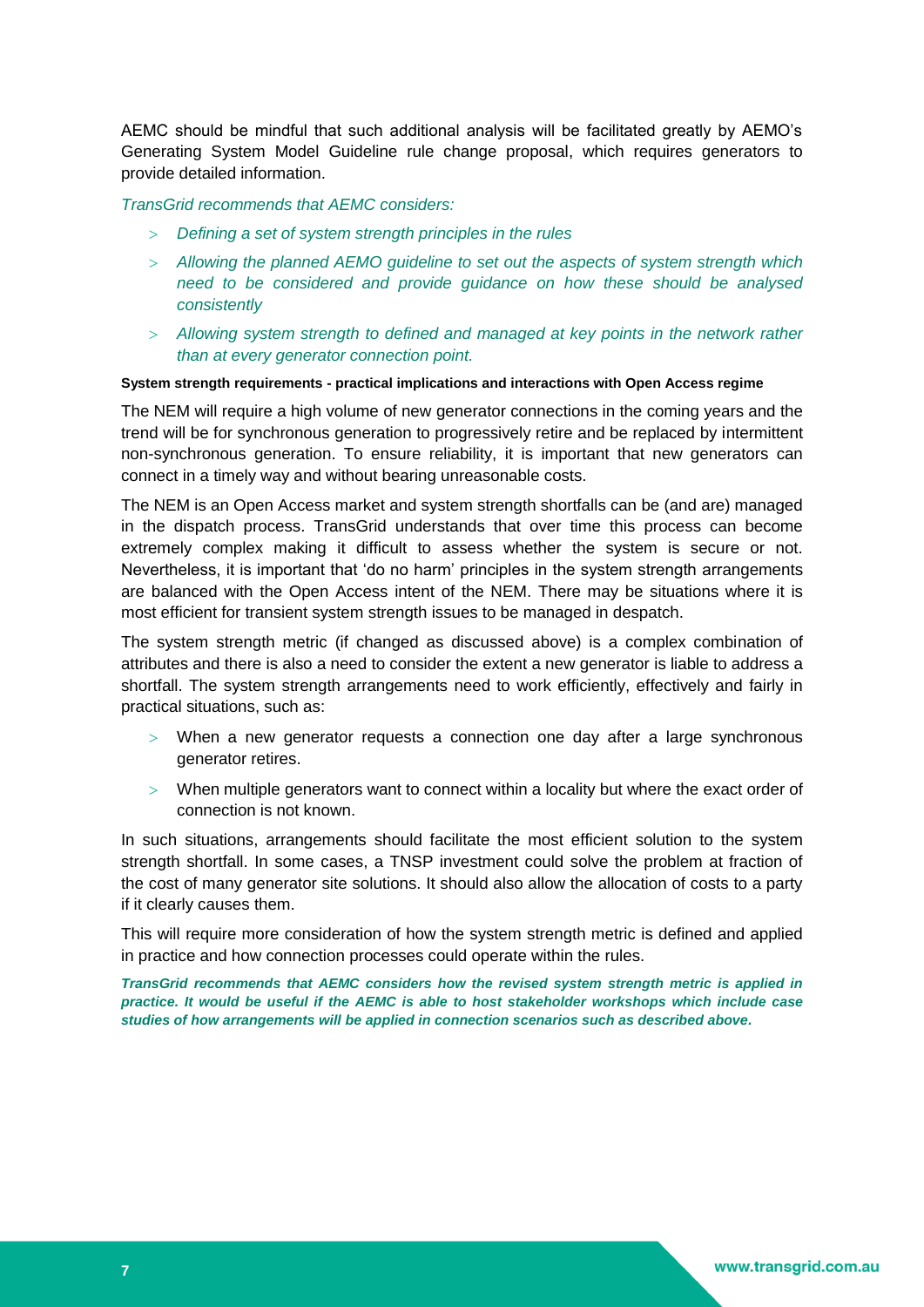AEMC should be mindful that such additional analysis will be facilitated greatly by AEMO's Generating System Model Guideline rule change proposal, which requires generators to provide detailed information.

*TransGrid recommends that AEMC considers:*

- *Defining a set of system strength principles in the rules*
- *Allowing the planned AEMO guideline to set out the aspects of system strength which need to be considered and provide guidance on how these should be analysed consistently*
- *Allowing system strength to defined and managed at key points in the network rather than at every generator connection point.*

**System strength requirements - practical implications and interactions with Open Access regime**

The NEM will require a high volume of new generator connections in the coming years and the trend will be for synchronous generation to progressively retire and be replaced by intermittent non-synchronous generation. To ensure reliability, it is important that new generators can connect in a timely way and without bearing unreasonable costs.

The NEM is an Open Access market and system strength shortfalls can be (and are) managed in the dispatch process. TransGrid understands that over time this process can become extremely complex making it difficult to assess whether the system is secure or not. Nevertheless, it is important that 'do no harm' principles in the system strength arrangements are balanced with the Open Access intent of the NEM. There may be situations where it is most efficient for transient system strength issues to be managed in despatch.

The system strength metric (if changed as discussed above) is a complex combination of attributes and there is also a need to consider the extent a new generator is liable to address a shortfall. The system strength arrangements need to work efficiently, effectively and fairly in practical situations, such as:

- When a new generator requests a connection one day after a large synchronous generator retires.
- When multiple generators want to connect within a locality but where the exact order of connection is not known.

In such situations, arrangements should facilitate the most efficient solution to the system strength shortfall. In some cases, a TNSP investment could solve the problem at fraction of the cost of many generator site solutions. It should also allow the allocation of costs to a party if it clearly causes them.

This will require more consideration of how the system strength metric is defined and applied in practice and how connection processes could operate within the rules.

***TransGrid recommends that AEMC considers how the revised system strength metric is applied in practice. It would be useful if the AEMC is able to host stakeholder workshops which include case studies of how arrangements will be applied in connection scenarios such as described above.***